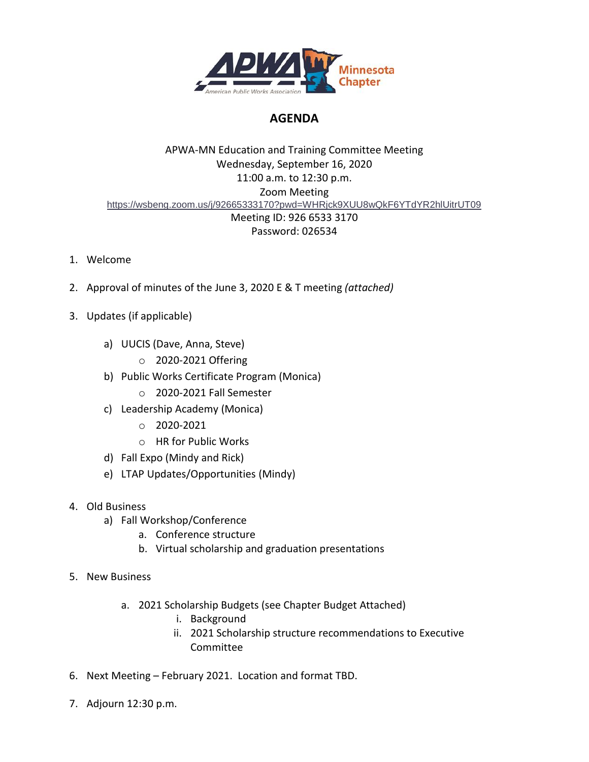# AGENDA

APWA-MN Education and Training Committee Meeting
Wednesday, September 16, 2020
11:00 a.m. to 12:30 p.m.
Zoom Meeting
https://wsbeng.zoom.us/j/92665333170?pwd=WHRjck9XUU8wQkF6YTdYR2hlUitrUT09
Meeting ID: 926 6533 3170
Password: 026534

1. Welcome

2. Approval of minutes of the June 3, 2020 E & T meeting *(attached)*

3. Updates (if applicable)

   a) UUCIS (Dave, Anna, Steve)
      - 2020-2021 Offering

   b) Public Works Certificate Program (Monica)
      - 2020-2021 Fall Semester

   c) Leadership Academy (Monica)
      - 2020-2021
      - HR for Public Works

   d) Fall Expo (Mindy and Rick)

   e) LTAP Updates/Opportunities (Mindy)

4. Old Business

   a) Fall Workshop/Conference
      a. Conference structure
      b. Virtual scholarship and graduation presentations

5. New Business

   a. 2021 Scholarship Budgets (see Chapter Budget Attached)
      i. Background
      ii. 2021 Scholarship structure recommendations to Executive Committee

6. Next Meeting – February 2021. Location and format TBD.

7. Adjourn 12:30 p.m.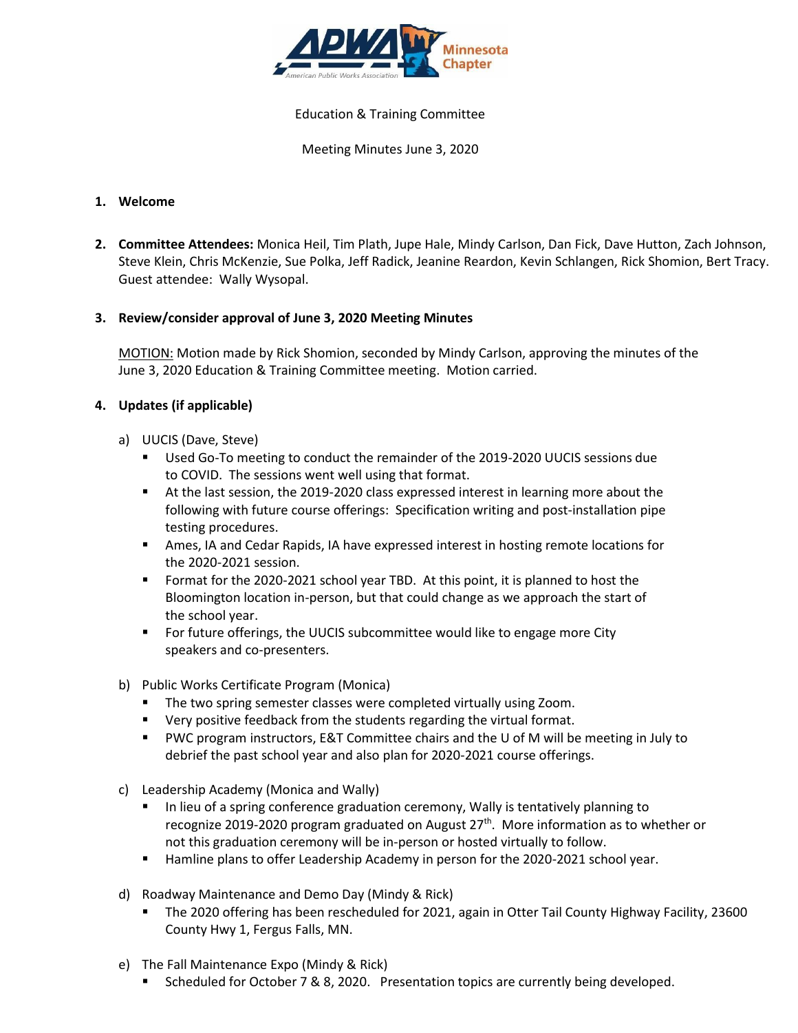Education & Training Committee

Meeting Minutes June 3, 2020

1. **Welcome**

2. **Committee Attendees:** Monica Heil, Tim Plath, Jupe Hale, Mindy Carlson, Dan Fick, Dave Hutton, Zach Johnson, Steve Klein, Chris McKenzie, Sue Polka, Jeff Radick, Jeanine Reardon, Kevin Schlangen, Rick Shomion, Bert Tracy. Guest attendee: Wally Wysopal.

3. **Review/consider approval of June 3, 2020 Meeting Minutes**

   MOTION: Motion made by Rick Shomion, seconded by Mindy Carlson, approving the minutes of the June 3, 2020 Education & Training Committee meeting. Motion carried.

4. **Updates (if applicable)**

   a) UUCIS (Dave, Steve)
      - Used Go-To meeting to conduct the remainder of the 2019-2020 UUCIS sessions due to COVID. The sessions went well using that format.
      - At the last session, the 2019-2020 class expressed interest in learning more about the following with future course offerings: Specification writing and post-installation pipe testing procedures.
      - Ames, IA and Cedar Rapids, IA have expressed interest in hosting remote locations for the 2020-2021 session.
      - Format for the 2020-2021 school year TBD. At this point, it is planned to host the Bloomington location in-person, but that could change as we approach the start of the school year.
      - For future offerings, the UUCIS subcommittee would like to engage more City speakers and co-presenters.

   b) Public Works Certificate Program (Monica)
      - The two spring semester classes were completed virtually using Zoom.
      - Very positive feedback from the students regarding the virtual format.
      - PWC program instructors, E&T Committee chairs and the U of M will be meeting in July to debrief the past school year and also plan for 2020-2021 course offerings.

   c) Leadership Academy (Monica and Wally)
      - In lieu of a spring conference graduation ceremony, Wally is tentatively planning to recognize 2019-2020 program graduated on August 27th. More information as to whether or not this graduation ceremony will be in-person or hosted virtually to follow.
      - Hamline plans to offer Leadership Academy in person for the 2020-2021 school year.

   d) Roadway Maintenance and Demo Day (Mindy & Rick)
      - The 2020 offering has been rescheduled for 2021, again in Otter Tail County Highway Facility, 23600 County Hwy 1, Fergus Falls, MN.

   e) The Fall Maintenance Expo (Mindy & Rick)
      - Scheduled for October 7 & 8, 2020. Presentation topics are currently being developed.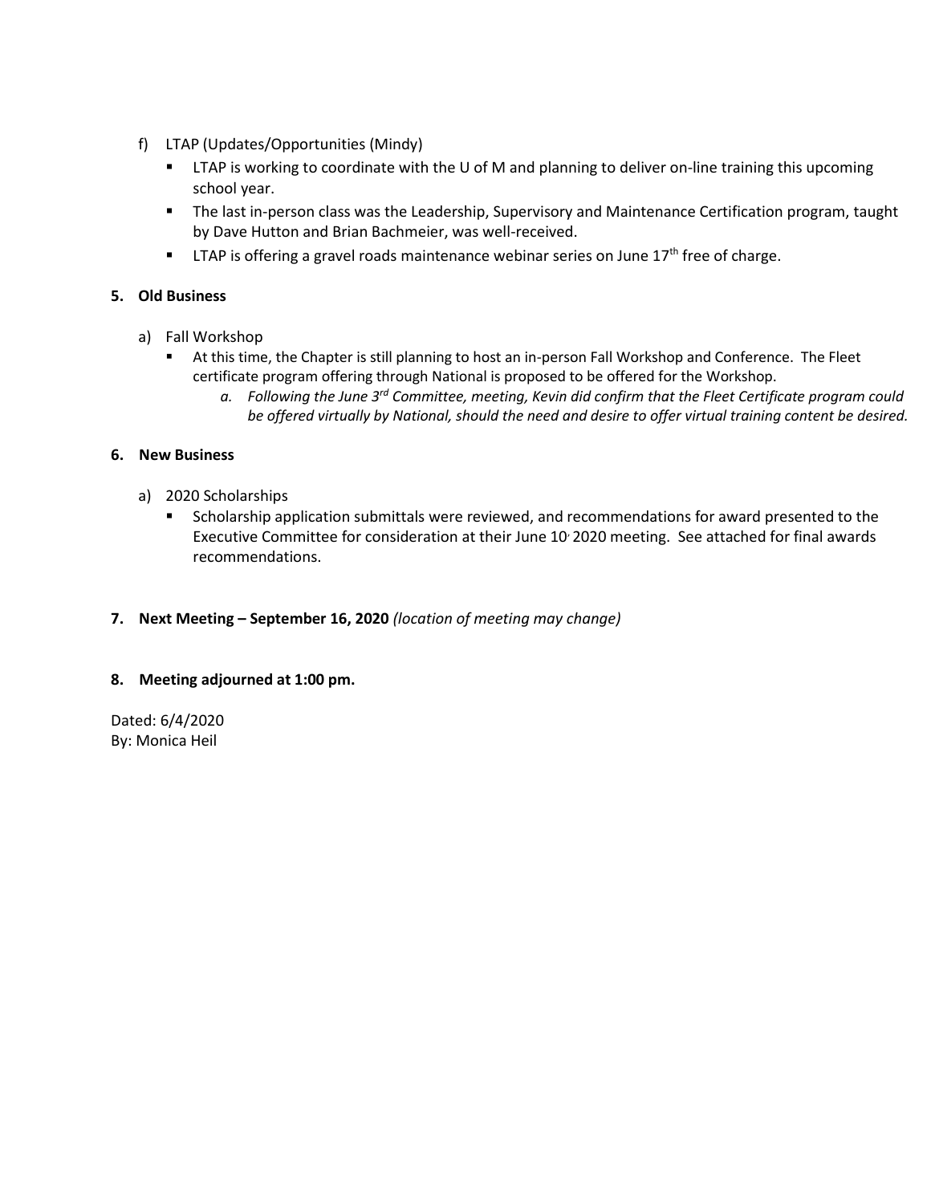f) LTAP (Updates/Opportunities (Mindy)
   - LTAP is working to coordinate with the U of M and planning to deliver on-line training this upcoming school year.
   - The last in-person class was the Leadership, Supervisory and Maintenance Certification program, taught by Dave Hutton and Brian Bachmeier, was well-received.
   - LTAP is offering a gravel roads maintenance webinar series on June 17th free of charge.

**5. Old Business**

a) Fall Workshop
   - At this time, the Chapter is still planning to host an in-person Fall Workshop and Conference. The Fleet certificate program offering through National is proposed to be offered for the Workshop.
     a. *Following the June 3rd Committee, meeting, Kevin did confirm that the Fleet Certificate program could be offered virtually by National, should the need and desire to offer virtual training content be desired.*

**6. New Business**

a) 2020 Scholarships
   - Scholarship application submittals were reviewed, and recommendations for award presented to the Executive Committee for consideration at their June 10, 2020 meeting. See attached for final awards recommendations.

**7. Next Meeting – September 16, 2020** *(location of meeting may change)*

**8. Meeting adjourned at 1:00 pm.**

Dated: 6/4/2020
By: Monica Heil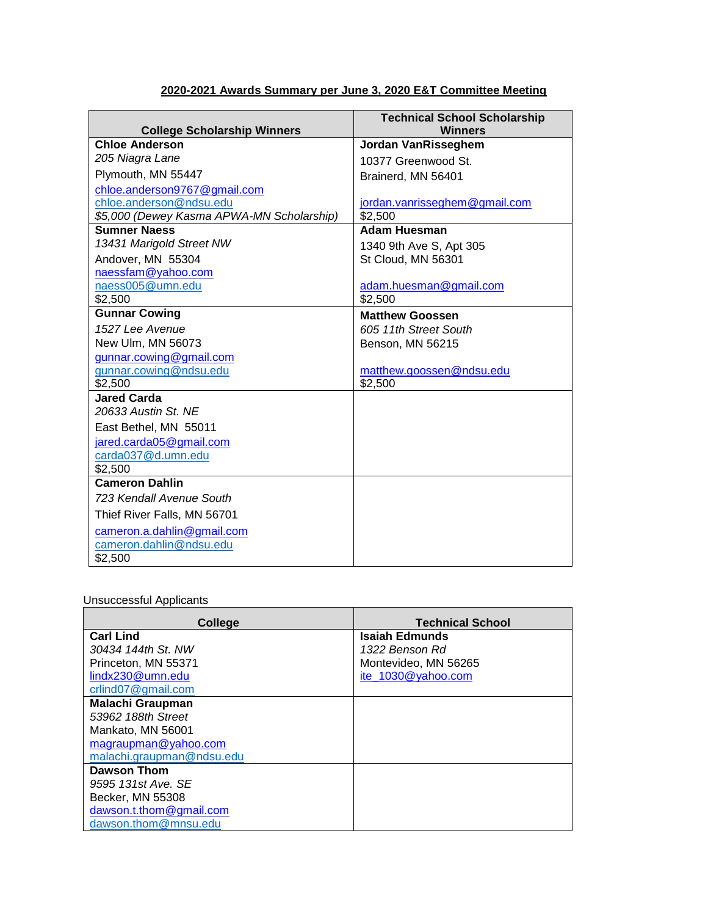**2020-2021 Awards Summary per June 3, 2020 E&T Committee Meeting**

| College Scholarship Winners | Technical School Scholarship Winners |
|---|---|
| **Chloe Anderson**<br>*205 Niagra Lane*<br>Plymouth, MN 55447<br>chloe.anderson9767@gmail.com<br>chloe.anderson@ndsu.edu<br>*$5,000 (Dewey Kasma APWA-MN Scholarship)* | **Jordan VanRisseghem**<br>10377 Greenwood St.<br>Brainerd, MN 56401<br><br>jordan.vanrisseghem@gmail.com<br>$2,500 |
| **Sumner Naess**<br>*13431 Marigold Street NW*<br>Andover, MN 55304<br>naessfam@yahoo.com<br>naess005@umn.edu<br>$2,500 | **Adam Huesman**<br>1340 9th Ave S, Apt 305<br>St Cloud, MN 56301<br><br>adam.huesman@gmail.com<br>$2,500 |
| **Gunnar Cowing**<br>*1527 Lee Avenue*<br>New Ulm, MN 56073<br>gunnar.cowing@gmail.com<br>gunnar.cowing@ndsu.edu<br>$2,500 | **Matthew Goossen**<br>*605 11th Street South*<br>Benson, MN 56215<br><br>matthew.goossen@ndsu.edu<br>$2,500 |
| **Jared Carda**<br>*20633 Austin St. NE*<br>East Bethel, MN 55011<br>jared.carda05@gmail.com<br>carda037@d.umn.edu<br>$2,500 | |
| **Cameron Dahlin**<br>*723 Kendall Avenue South*<br>Thief River Falls, MN 56701<br>cameron.a.dahlin@gmail.com<br>cameron.dahlin@ndsu.edu<br>$2,500 | |

Unsuccessful Applicants

| College | Technical School |
|---|---|
| **Carl Lind**<br>*30434 144th St. NW*<br>Princeton, MN 55371<br>lindx230@umn.edu<br>crlind07@gmail.com | **Isaiah Edmunds**<br>*1322 Benson Rd*<br>Montevideo, MN 56265<br>ite_1030@yahoo.com |
| **Malachi Graupman**<br>*53962 188th Street*<br>Mankato, MN 56001<br>magraupman@yahoo.com<br>malachi.graupman@ndsu.edu | |
| **Dawson Thom**<br>*9595 131st Ave. SE*<br>Becker, MN 55308<br>dawson.t.thom@gmail.com<br>dawson.thom@mnsu.edu | |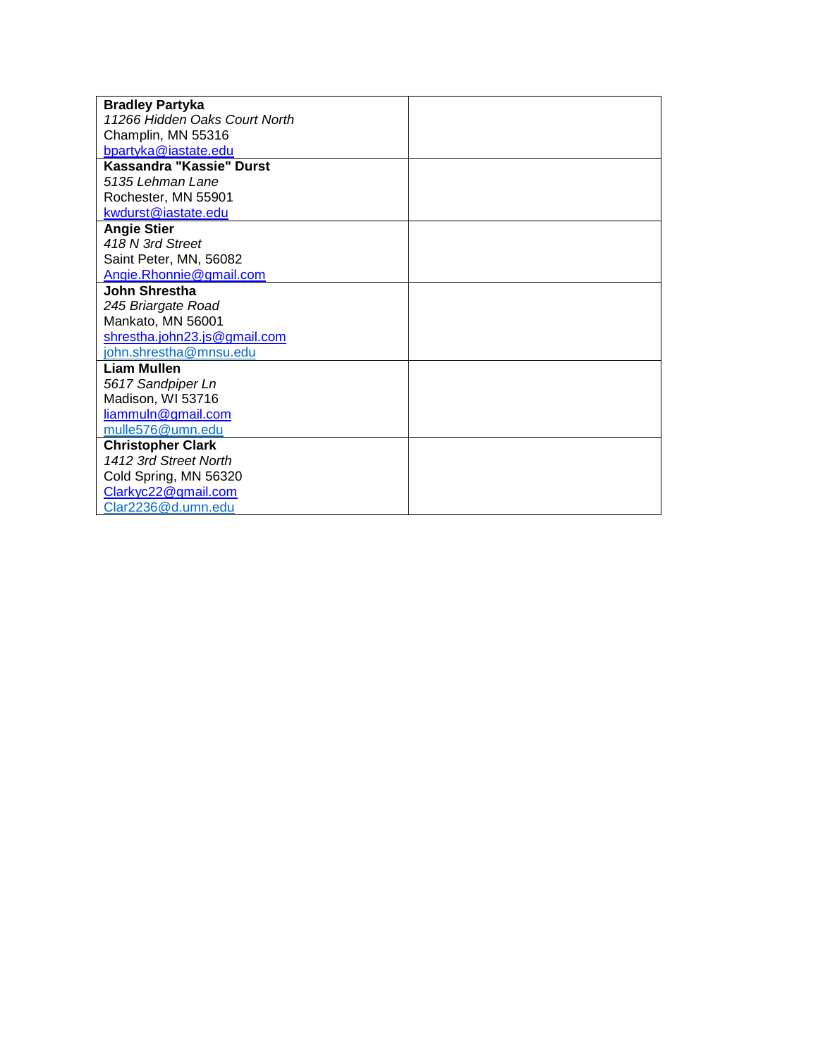| | |
|---|---|
| **Bradley Partyka**<br>*11266 Hidden Oaks Court North*<br>Champlin, MN 55316<br>bpartyka@iastate.edu | |
| **Kassandra "Kassie" Durst**<br>*5135 Lehman Lane*<br>Rochester, MN 55901<br>kwdurst@iastate.edu | |
| **Angie Stier**<br>*418 N 3rd Street*<br>Saint Peter, MN, 56082<br>Angie.Rhonnie@gmail.com | |
| **John Shrestha**<br>*245 Briargate Road*<br>Mankato, MN 56001<br>shrestha.john23.js@gmail.com<br>john.shrestha@mnsu.edu | |
| **Liam Mullen**<br>*5617 Sandpiper Ln*<br>Madison, WI 53716<br>liammuln@gmail.com<br>mulle576@umn.edu | |
| **Christopher Clark**<br>*1412 3rd Street North*<br>Cold Spring, MN 56320<br>Clarkyc22@gmail.com<br>Clar2236@d.umn.edu | |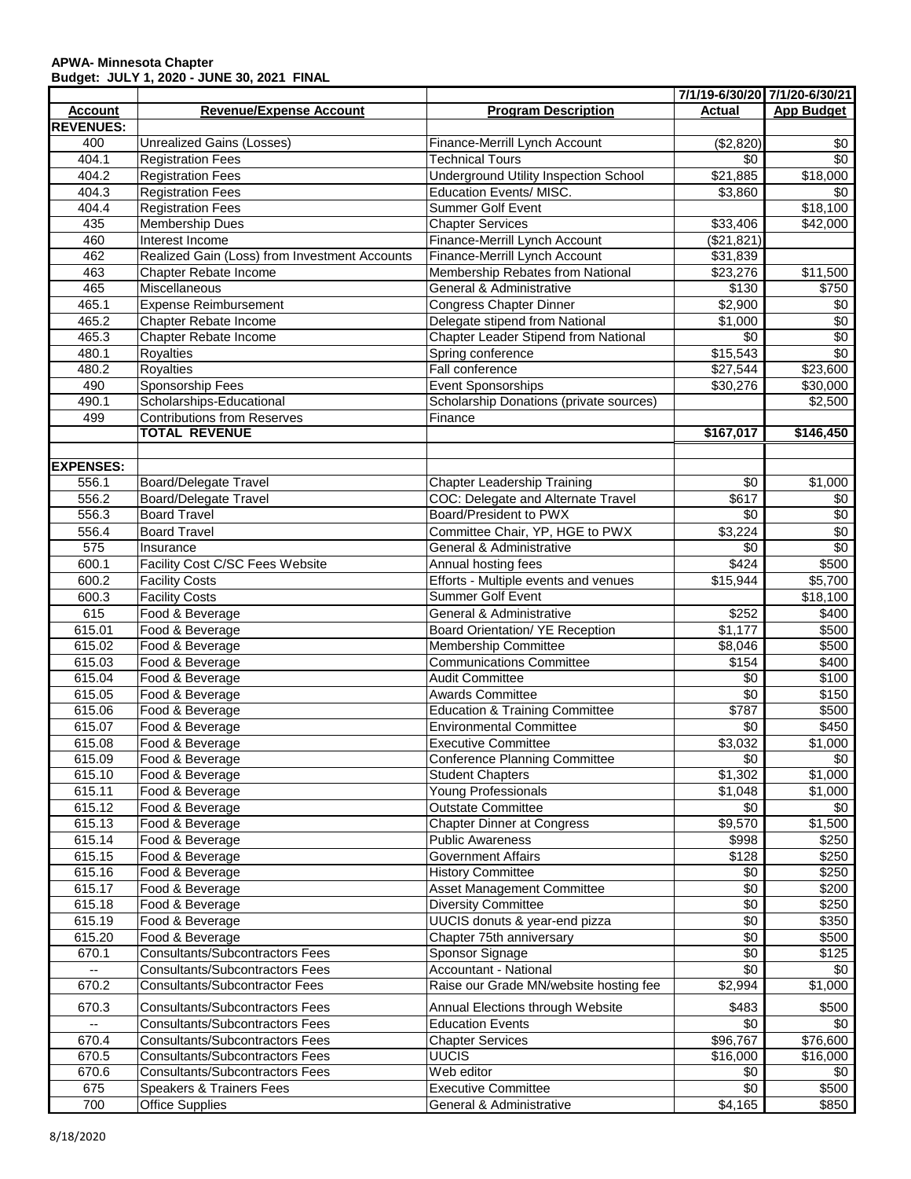**APWA- Minnesota Chapter**
**Budget: JULY 1, 2020 - JUNE 30, 2021 FINAL**

| | | | 7/1/19-6/30/20 | 7/1/20-6/30/21 |
|---|---|---|---|---|
| **Account** | **Revenue/Expense Account** | **Program Description** | **Actual** | **App Budget** |
| **REVENUES:** | | | | |
| 400 | Unrealized Gains (Losses) | Finance-Merrill Lynch Account | ($2,820) | $0 |
| 404.1 | Registration Fees | Technical Tours | $0 | $0 |
| 404.2 | Registration Fees | Underground Utility Inspection School | $21,885 | $18,000 |
| 404.3 | Registration Fees | Education Events/ MISC. | $3,860 | $0 |
| 404.4 | Registration Fees | Summer Golf Event | | $18,100 |
| 435 | Membership Dues | Chapter Services | $33,406 | $42,000 |
| 460 | Interest Income | Finance-Merrill Lynch Account | ($21,821) | |
| 462 | Realized Gain (Loss) from Investment Accounts | Finance-Merrill Lynch Account | $31,839 | |
| 463 | Chapter Rebate Income | Membership Rebates from National | $23,276 | $11,500 |
| 465 | Miscellaneous | General & Administrative | $130 | $750 |
| 465.1 | Expense Reimbursement | Congress Chapter Dinner | $2,900 | $0 |
| 465.2 | Chapter Rebate Income | Delegate stipend from National | $1,000 | $0 |
| 465.3 | Chapter Rebate Income | Chapter Leader Stipend from National | $0 | $0 |
| 480.1 | Royalties | Spring conference | $15,543 | $0 |
| 480.2 | Royalties | Fall conference | $27,544 | $23,600 |
| 490 | Sponsorship Fees | Event Sponsorships | $30,276 | $30,000 |
| 490.1 | Scholarships-Educational | Scholarship Donations (private sources) | | $2,500 |
| 499 | Contributions from Reserves | Finance | | |
| | **TOTAL REVENUE** | | **$167,017** | **$146,450** |
| | | | | |
| **EXPENSES:** | | | | |
| 556.1 | Board/Delegate Travel | Chapter Leadership Training | $0 | $1,000 |
| 556.2 | Board/Delegate Travel | COC: Delegate and Alternate Travel | $617 | $0 |
| 556.3 | Board Travel | Board/President to PWX | $0 | $0 |
| 556.4 | Board Travel | Committee Chair, YP, HGE to PWX | $3,224 | $0 |
| 575 | Insurance | General & Administrative | $0 | $0 |
| 600.1 | Facility Cost C/SC Fees Website | Annual hosting fees | $424 | $500 |
| 600.2 | Facility Costs | Efforts - Multiple events and venues | $15,944 | $5,700 |
| 600.3 | Facility Costs | Summer Golf Event | | $18,100 |
| 615 | Food & Beverage | General & Administrative | $252 | $400 |
| 615.01 | Food & Beverage | Board Orientation/ YE Reception | $1,177 | $500 |
| 615.02 | Food & Beverage | Membership Committee | $8,046 | $500 |
| 615.03 | Food & Beverage | Communications Committee | $154 | $400 |
| 615.04 | Food & Beverage | Audit Committee | $0 | $100 |
| 615.05 | Food & Beverage | Awards Committee | $0 | $150 |
| 615.06 | Food & Beverage | Education & Training Committee | $787 | $500 |
| 615.07 | Food & Beverage | Environmental Committee | $0 | $450 |
| 615.08 | Food & Beverage | Executive Committee | $3,032 | $1,000 |
| 615.09 | Food & Beverage | Conference Planning Committee | $0 | $0 |
| 615.10 | Food & Beverage | Student Chapters | $1,302 | $1,000 |
| 615.11 | Food & Beverage | Young Professionals | $1,048 | $1,000 |
| 615.12 | Food & Beverage | Outstate Committee | $0 | $0 |
| 615.13 | Food & Beverage | Chapter Dinner at Congress | $9,570 | $1,500 |
| 615.14 | Food & Beverage | Public Awareness | $998 | $250 |
| 615.15 | Food & Beverage | Government Affairs | $128 | $250 |
| 615.16 | Food & Beverage | History Committee | $0 | $250 |
| 615.17 | Food & Beverage | Asset Management Committee | $0 | $200 |
| 615.18 | Food & Beverage | Diversity Committee | $0 | $250 |
| 615.19 | Food & Beverage | UUCIS donuts & year-end pizza | $0 | $350 |
| 615.20 | Food & Beverage | Chapter 75th anniversary | $0 | $500 |
| 670.1 | Consultants/Subcontractors Fees | Sponsor Signage | $0 | $125 |
| -- | Consultants/Subcontractors Fees | Accountant - National | $0 | $0 |
| 670.2 | Consultants/Subcontractor Fees | Raise our Grade MN/website hosting fee | $2,994 | $1,000 |
| 670.3 | Consultants/Subcontractors Fees | Annual Elections through Website | $483 | $500 |
| -- | Consultants/Subcontractors Fees | Education Events | $0 | $0 |
| 670.4 | Consultants/Subcontractors Fees | Chapter Services | $96,767 | $76,600 |
| 670.5 | Consultants/Subcontractors Fees | UUCIS | $16,000 | $16,000 |
| 670.6 | Consultants/Subcontractors Fees | Web editor | $0 | $0 |
| 675 | Speakers & Trainers Fees | Executive Committee | $0 | $500 |
| 700 | Office Supplies | General & Administrative | $4,165 | $850 |

8/18/2020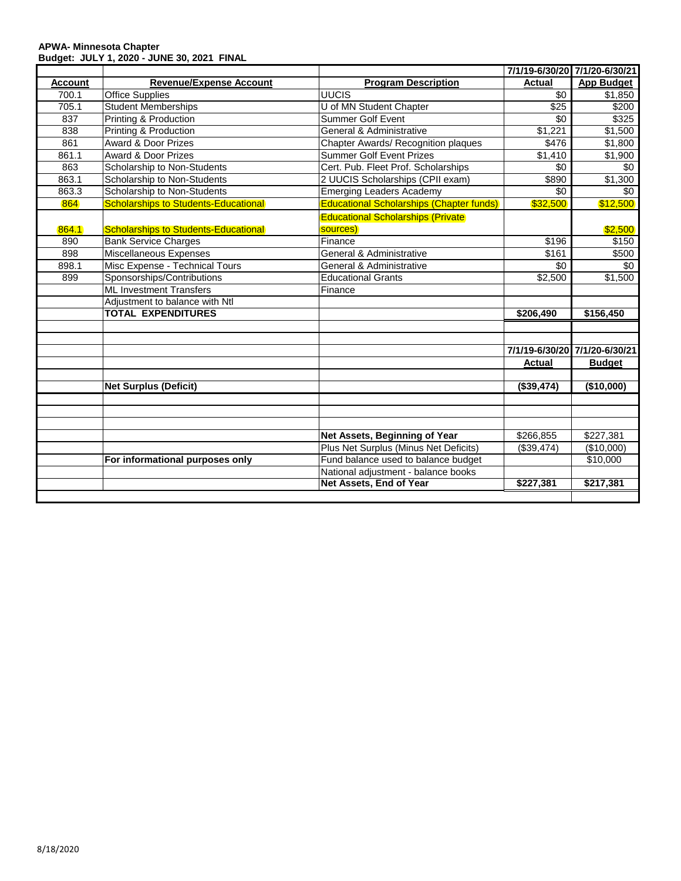**APWA- Minnesota Chapter**
**Budget: JULY 1, 2020 - JUNE 30, 2021 FINAL**

| | | | 7/1/19-6/30/20 | 7/1/20-6/30/21 |
|---|---|---|---|---|
| **Account** | **Revenue/Expense Account** | **Program Description** | **Actual** | **App Budget** |
| 700.1 | Office Supplies | UUCIS | $0 | $1,850 |
| 705.1 | Student Memberships | U of MN Student Chapter | $25 | $200 |
| 837 | Printing & Production | Summer Golf Event | $0 | $325 |
| 838 | Printing & Production | General & Administrative | $1,221 | $1,500 |
| 861 | Award & Door Prizes | Chapter Awards/ Recognition plaques | $476 | $1,800 |
| 861.1 | Award & Door Prizes | Summer Golf Event Prizes | $1,410 | $1,900 |
| 863 | Scholarship to Non-Students | Cert. Pub. Fleet Prof. Scholarships | $0 | $0 |
| 863.1 | Scholarship to Non-Students | 2 UUCIS Scholarships (CPII exam) | $890 | $1,300 |
| 863.3 | Scholarship to Non-Students | Emerging Leaders Academy | $0 | $0 |
| 864 | Scholarships to Students-Educational | Educational Scholarships (Chapter funds) | $32,500 | $12,500 |
| 864.1 | Scholarships to Students-Educational | Educational Scholarships (Private sources) | | $2,500 |
| 890 | Bank Service Charges | Finance | $196 | $150 |
| 898 | Miscellaneous Expenses | General & Administrative | $161 | $500 |
| 898.1 | Misc Expense - Technical Tours | General & Administrative | $0 | $0 |
| 899 | Sponsorships/Contributions | Educational Grants | $2,500 | $1,500 |
| | ML Investment Transfers | Finance | | |
| | Adjustment to balance with Ntl | | | |
| | **TOTAL EXPENDITURES** | | **$206,490** | **$156,450** |

| | | 7/1/19-6/30/20 | 7/1/20-6/30/21 |
|---|---|---|---|
| | | **Actual** | **Budget** |
| **Net Surplus (Deficit)** | | **($39,474)** | **($10,000)** |
| | **Net Assets, Beginning of Year** | $266,855 | $227,381 |
| | Plus Net Surplus (Minus Net Deficits) | ($39,474) | ($10,000) |
| **For informational purposes only** | Fund balance used to balance budget | | $10,000 |
| | National adjustment - balance books | | |
| | **Net Assets, End of Year** | **$227,381** | **$217,381** |

8/18/2020